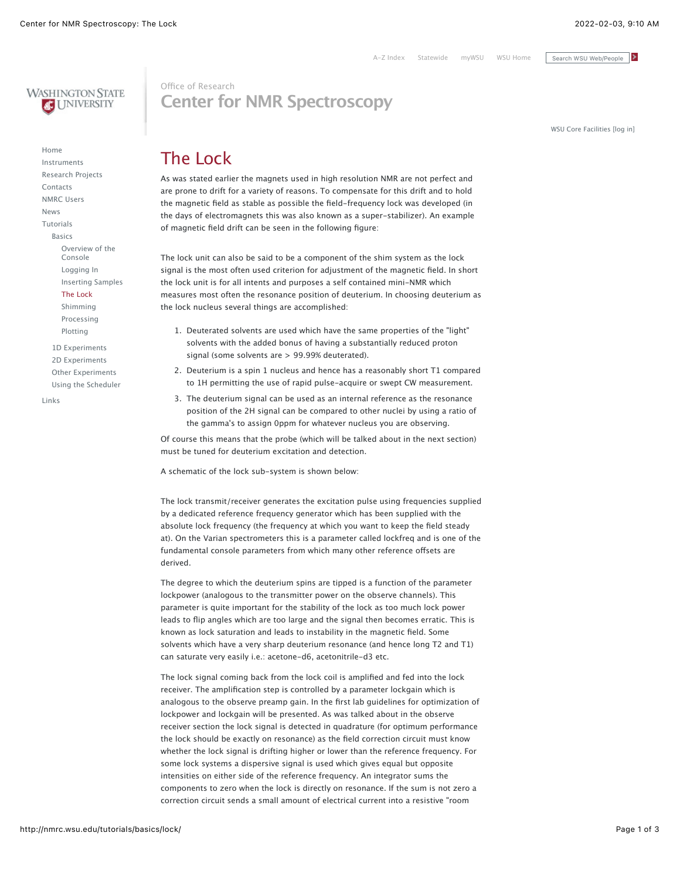# The Lock

As was stated earlier the magnets used in high resolution NMR are not perfect and are prone to drift for a variety of reasons. To compensate for this drift and to hold the magnetic field as stable as possible the field-frequency lock was developed (in the days of electromagnets this was also known as a super-stabilizer). An example of magnetic field drift can be seen in the following figure:

The lock unit can also be said to be a component of the shim system as the lock signal is the most often used criterion for adjustment of the magnetic field. In short the lock unit is for all intents and purposes a self contained mini-NMR which measures most often the resonance position of deuterium. In choosing deuterium as the lock nucleus several things are accomplished:

1. Deuterated solvents are used which have the same properties of the "light" solvents with the added bonus of having a substantially reduced proton signal (some solvents are > 99.99% deuterated).
2. Deuterium is a spin 1 nucleus and hence has a reasonably short T1 compared to 1H permitting the use of rapid pulse-acquire or swept CW measurement.
3. The deuterium signal can be used as an internal reference as the resonance position of the 2H signal can be compared to other nuclei by using a ratio of the gamma's to assign 0ppm for whatever nucleus you are observing.

Of course this means that the probe (which will be talked about in the next section) must be tuned for deuterium excitation and detection.

A schematic of the lock sub-system is shown below:

The lock transmit/receiver generates the excitation pulse using frequencies supplied by a dedicated reference frequency generator which has been supplied with the absolute lock frequency (the frequency at which you want to keep the field steady at). On the Varian spectrometers this is a parameter called lockfreq and is one of the fundamental console parameters from which many other reference offsets are derived.

The degree to which the deuterium spins are tipped is a function of the parameter lockpower (analogous to the transmitter power on the observe channels). This parameter is quite important for the stability of the lock as too much lock power leads to flip angles which are too large and the signal then becomes erratic. This is known as lock saturation and leads to instability in the magnetic field. Some solvents which have a very sharp deuterium resonance (and hence long T2 and T1) can saturate very easily i.e.: acetone-d6, acetonitrile-d3 etc.

The lock signal coming back from the lock coil is amplified and fed into the lock receiver. The amplification step is controlled by a parameter lockgain which is analogous to the observe preamp gain. In the first lab guidelines for optimization of lockpower and lockgain will be presented. As was talked about in the observe receiver section the lock signal is detected in quadrature (for optimum performance the lock should be exactly on resonance) as the field correction circuit must know whether the lock signal is drifting higher or lower than the reference frequency. For some lock systems a dispersive signal is used which gives equal but opposite intensities on either side of the reference frequency. An integrator sums the components to zero when the lock is directly on resonance. If the sum is not zero a correction circuit sends a small amount of electrical current into a resistive "room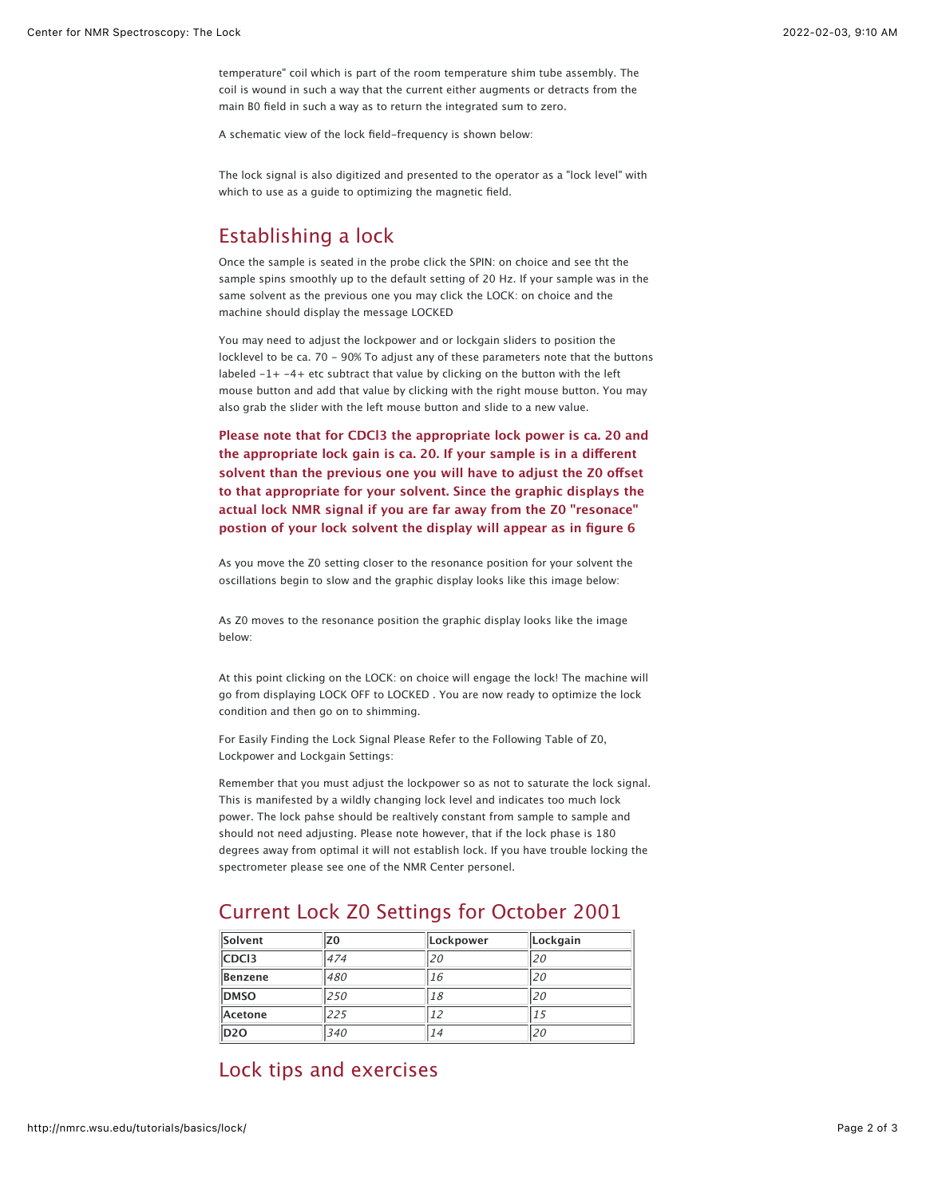temperature" coil which is part of the room temperature shim tube assembly. The coil is wound in such a way that the current either augments or detracts from the main B0 field in such a way as to return the integrated sum to zero.

A schematic view of the lock field-frequency is shown below:

The lock signal is also digitized and presented to the operator as a "lock level" with which to use as a guide to optimizing the magnetic field.

## Establishing a lock

Once the sample is seated in the probe click the SPIN: on choice and see tht the sample spins smoothly up to the default setting of 20 Hz. If your sample was in the same solvent as the previous one you may click the LOCK: on choice and the machine should display the message LOCKED

You may need to adjust the lockpower and or lockgain sliders to position the locklevel to be ca. 70 - 90% To adjust any of these parameters note that the buttons labeled -1+ -4+ etc subtract that value by clicking on the button with the left mouse button and add that value by clicking with the right mouse button. You may also grab the slider with the left mouse button and slide to a new value.

**Please note that for CDCl3 the appropriate lock power is ca. 20 and the appropriate lock gain is ca. 20. If your sample is in a different solvent than the previous one you will have to adjust the Z0 offset to that appropriate for your solvent. Since the graphic displays the actual lock NMR signal if you are far away from the Z0 "resonace" postion of your lock solvent the display will appear as in figure 6**

As you move the Z0 setting closer to the resonance position for your solvent the oscillations begin to slow and the graphic display looks like this image below:

As Z0 moves to the resonance position the graphic display looks like the image below:

At this point clicking on the LOCK: on choice will engage the lock! The machine will go from displaying LOCK OFF to LOCKED . You are now ready to optimize the lock condition and then go on to shimming.

For Easily Finding the Lock Signal Please Refer to the Following Table of Z0, Lockpower and Lockgain Settings:

Remember that you must adjust the lockpower so as not to saturate the lock signal. This is manifested by a wildly changing lock level and indicates too much lock power. The lock pahse should be realtively constant from sample to sample and should not need adjusting. Please note however, that if the lock phase is 180 degrees away from optimal it will not establish lock. If you have trouble locking the spectrometer please see one of the NMR Center personel.

## Current Lock Z0 Settings for October 2001

| Solvent | Z0 | Lockpower | Lockgain |
|---|---|---|---|
| **CDCl3** | *474* | *20* | *20* |
| **Benzene** | *480* | *16* | *20* |
| **DMSO** | *250* | *18* | *20* |
| **Acetone** | *225* | *12* | *15* |
| **D2O** | *340* | *14* | *20* |

## Lock tips and exercises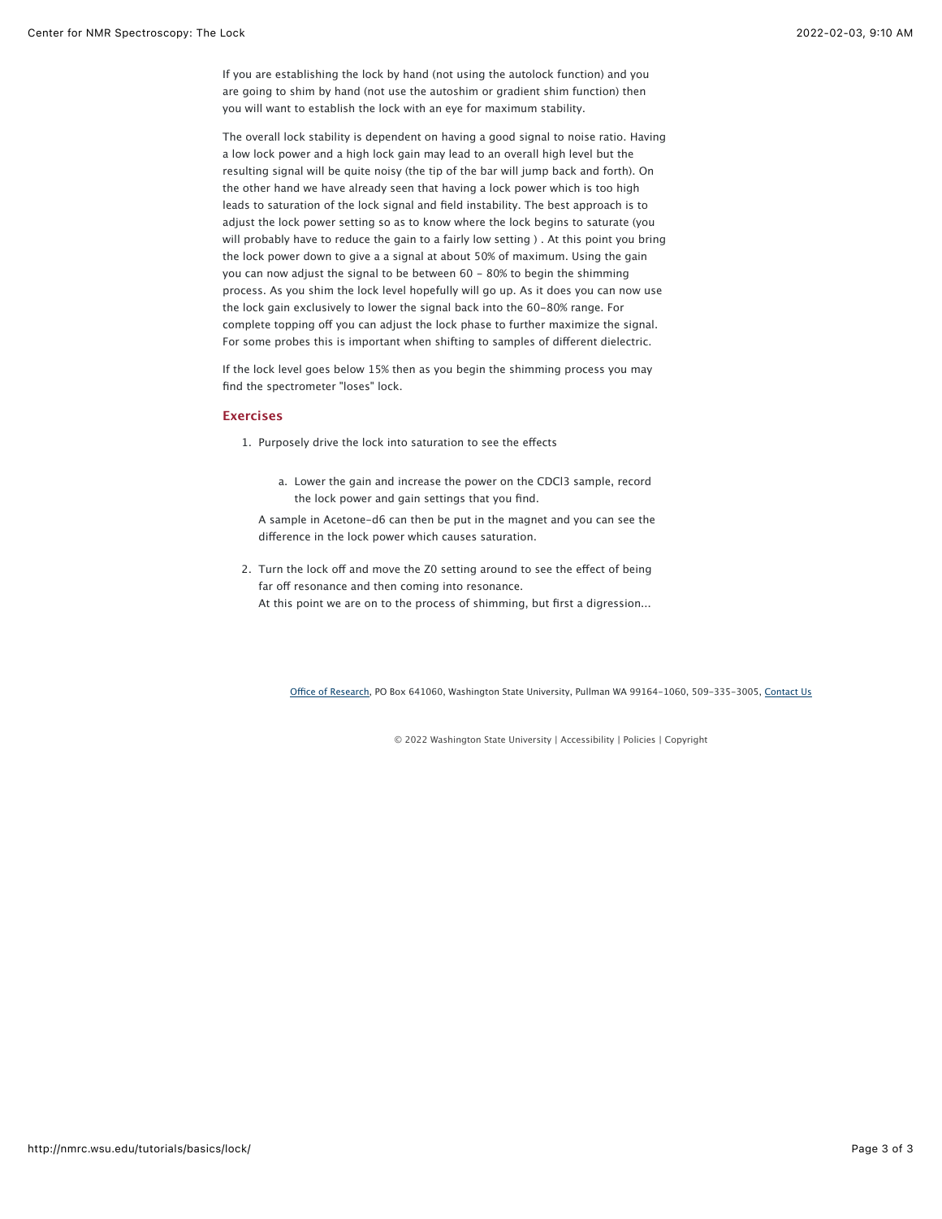If you are establishing the lock by hand (not using the autolock function) and you are going to shim by hand (not use the autoshim or gradient shim function) then you will want to establish the lock with an eye for maximum stability.

The overall lock stability is dependent on having a good signal to noise ratio. Having a low lock power and a high lock gain may lead to an overall high level but the resulting signal will be quite noisy (the tip of the bar will jump back and forth). On the other hand we have already seen that having a lock power which is too high leads to saturation of the lock signal and field instability. The best approach is to adjust the lock power setting so as to know where the lock begins to saturate (you will probably have to reduce the gain to a fairly low setting ) . At this point you bring the lock power down to give a a signal at about 50% of maximum. Using the gain you can now adjust the signal to be between 60 - 80% to begin the shimming process. As you shim the lock level hopefully will go up. As it does you can now use the lock gain exclusively to lower the signal back into the 60-80% range. For complete topping off you can adjust the lock phase to further maximize the signal. For some probes this is important when shifting to samples of different dielectric.

If the lock level goes below 15% then as you begin the shimming process you may find the spectrometer "loses" lock.

### Exercises

1. Purposely drive the lock into saturation to see the effects

    a. Lower the gain and increase the power on the $CDCl_3$ sample, record the lock power and gain settings that you find.

   A sample in Acetone-d6 can then be put in the magnet and you can see the difference in the lock power which causes saturation.

2. Turn the lock off and move the Z0 setting around to see the effect of being far off resonance and then coming into resonance.
   At this point we are on to the process of shimming, but first a digression...

Office of Research, PO Box 641060, Washington State University, Pullman WA 99164-1060, 509-335-3005, Contact Us

© 2022 Washington State University | Accessibility | Policies | Copyright